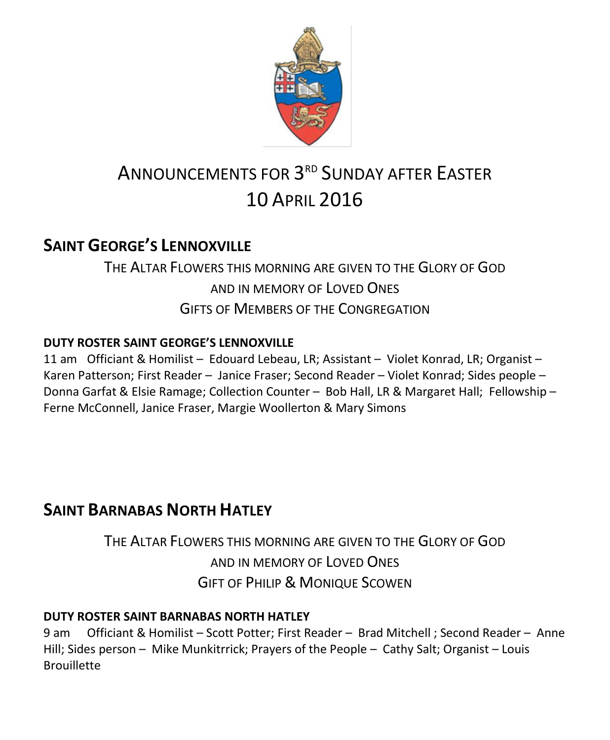# ANNOUNCEMENTS FOR 3RD SUNDAY AFTER EASTER
# 10 APRIL 2016

## SAINT GEORGE'S LENNOXVILLE

THE ALTAR FLOWERS THIS MORNING ARE GIVEN TO THE GLORY OF GOD
AND IN MEMORY OF LOVED ONES
GIFTS OF MEMBERS OF THE CONGREGATION

**DUTY ROSTER SAINT GEORGE'S LENNOXVILLE**

11 am Officiant & Homilist – Edouard Lebeau, LR; Assistant – Violet Konrad, LR; Organist – Karen Patterson; First Reader – Janice Fraser; Second Reader – Violet Konrad; Sides people – Donna Garfat & Elsie Ramage; Collection Counter – Bob Hall, LR & Margaret Hall; Fellowship – Ferne McConnell, Janice Fraser, Margie Woollerton & Mary Simons

## SAINT BARNABAS NORTH HATLEY

THE ALTAR FLOWERS THIS MORNING ARE GIVEN TO THE GLORY OF GOD
AND IN MEMORY OF LOVED ONES
GIFT OF PHILIP & MONIQUE SCOWEN

**DUTY ROSTER SAINT BARNABAS NORTH HATLEY**

9 am Officiant & Homilist – Scott Potter; First Reader – Brad Mitchell ; Second Reader – Anne Hill; Sides person – Mike Munkitrrick; Prayers of the People – Cathy Salt; Organist – Louis Brouillette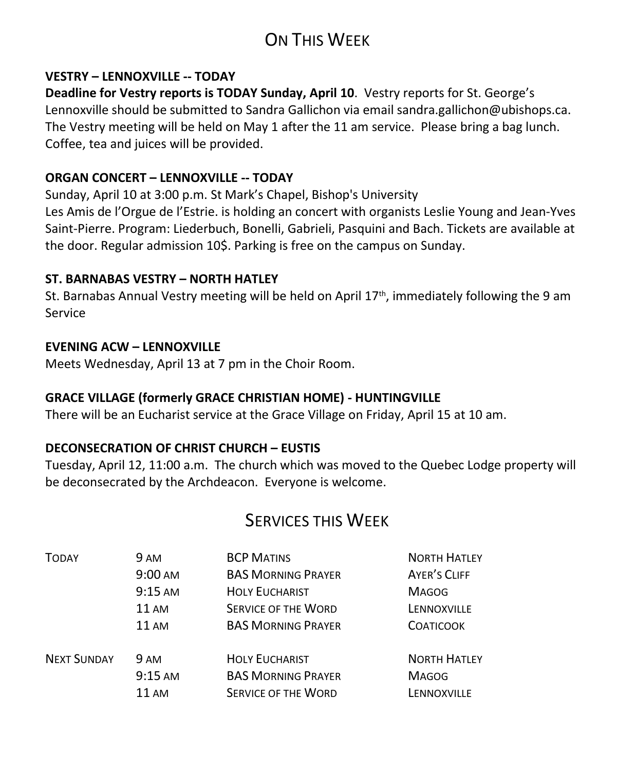# On This Week

**VESTRY – LENNOXVILLE -- TODAY**

**Deadline for Vestry reports is TODAY Sunday, April 10**. Vestry reports for St. George's Lennoxville should be submitted to Sandra Gallichon via email sandra.gallichon@ubishops.ca. The Vestry meeting will be held on May 1 after the 11 am service. Please bring a bag lunch. Coffee, tea and juices will be provided.

**ORGAN CONCERT – LENNOXVILLE -- TODAY**

Sunday, April 10 at 3:00 p.m. St Mark's Chapel, Bishop's University
Les Amis de l'Orgue de l'Estrie. is holding an concert with organists Leslie Young and Jean-Yves Saint-Pierre. Program: Liederbuch, Bonelli, Gabrieli, Pasquini and Bach. Tickets are available at the door. Regular admission 10$. Parking is free on the campus on Sunday.

**ST. BARNABAS VESTRY – NORTH HATLEY**

St. Barnabas Annual Vestry meeting will be held on April 17th, immediately following the 9 am Service

**EVENING ACW – LENNOXVILLE**

Meets Wednesday, April 13 at 7 pm in the Choir Room.

**GRACE VILLAGE (formerly GRACE CHRISTIAN HOME) - HUNTINGVILLE**

There will be an Eucharist service at the Grace Village on Friday, April 15 at 10 am.

**DECONSECRATION OF CHRIST CHURCH – EUSTIS**

Tuesday, April 12, 11:00 a.m. The church which was moved to the Quebec Lodge property will be deconsecrated by the Archdeacon. Everyone is welcome.

# Services this Week

| | | | |
|---|---|---|---|
| Today | 9 am | BCP Matins | North Hatley |
| | 9:00 am | BAS Morning Prayer | Ayer's Cliff |
| | 9:15 am | Holy Eucharist | Magog |
| | 11 am | Service of the Word | Lennoxville |
| | 11 am | BAS Morning Prayer | Coaticook |
| Next Sunday | 9 am | Holy Eucharist | North Hatley |
| | 9:15 am | BAS Morning Prayer | Magog |
| | 11 am | Service of the Word | Lennoxville |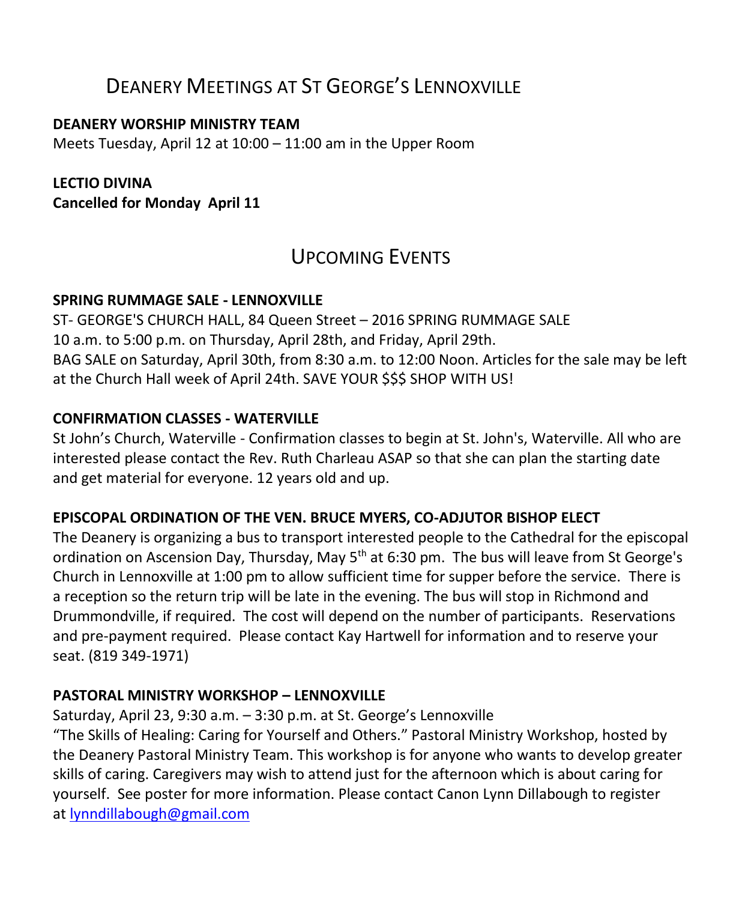# DEANERY MEETINGS AT ST GEORGE'S LENNOXVILLE

**DEANERY WORSHIP MINISTRY TEAM**
Meets Tuesday, April 12 at 10:00 – 11:00 am in the Upper Room

**LECTIO DIVINA**
**Cancelled for Monday April 11**

# UPCOMING EVENTS

**SPRING RUMMAGE SALE - LENNOXVILLE**
ST- GEORGE'S CHURCH HALL, 84 Queen Street – 2016 SPRING RUMMAGE SALE
10 a.m. to 5:00 p.m. on Thursday, April 28th, and Friday, April 29th.
BAG SALE on Saturday, April 30th, from 8:30 a.m. to 12:00 Noon. Articles for the sale may be left at the Church Hall week of April 24th. SAVE YOUR $$$ SHOP WITH US!

**CONFIRMATION CLASSES - WATERVILLE**
St John's Church, Waterville - Confirmation classes to begin at St. John's, Waterville. All who are interested please contact the Rev. Ruth Charleau ASAP so that she can plan the starting date and get material for everyone. 12 years old and up.

**EPISCOPAL ORDINATION OF THE VEN. BRUCE MYERS, CO-ADJUTOR BISHOP ELECT**
The Deanery is organizing a bus to transport interested people to the Cathedral for the episcopal ordination on Ascension Day, Thursday, May 5th at 6:30 pm. The bus will leave from St George's Church in Lennoxville at 1:00 pm to allow sufficient time for supper before the service. There is a reception so the return trip will be late in the evening. The bus will stop in Richmond and Drummondville, if required. The cost will depend on the number of participants. Reservations and pre-payment required. Please contact Kay Hartwell for information and to reserve your seat. (819 349-1971)

**PASTORAL MINISTRY WORKSHOP – LENNOXVILLE**
Saturday, April 23, 9:30 a.m. – 3:30 p.m. at St. George's Lennoxville
"The Skills of Healing: Caring for Yourself and Others." Pastoral Ministry Workshop, hosted by the Deanery Pastoral Ministry Team. This workshop is for anyone who wants to develop greater skills of caring. Caregivers may wish to attend just for the afternoon which is about caring for yourself. See poster for more information. Please contact Canon Lynn Dillabough to register at lynndillabough@gmail.com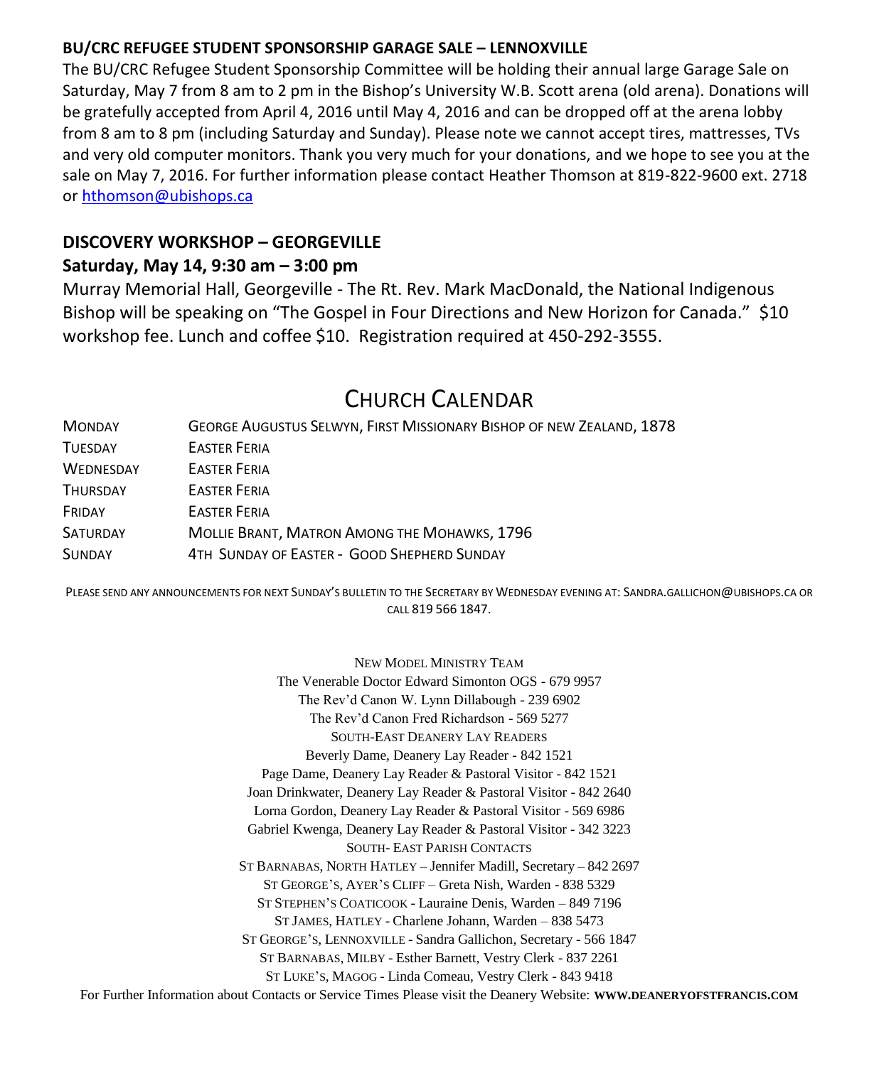**BU/CRC REFUGEE STUDENT SPONSORSHIP GARAGE SALE – LENNOXVILLE**

The BU/CRC Refugee Student Sponsorship Committee will be holding their annual large Garage Sale on Saturday, May 7 from 8 am to 2 pm in the Bishop's University W.B. Scott arena (old arena). Donations will be gratefully accepted from April 4, 2016 until May 4, 2016 and can be dropped off at the arena lobby from 8 am to 8 pm (including Saturday and Sunday). Please note we cannot accept tires, mattresses, TVs and very old computer monitors. Thank you very much for your donations, and we hope to see you at the sale on May 7, 2016. For further information please contact Heather Thomson at 819-822-9600 ext. 2718 or hthomson@ubishops.ca

**DISCOVERY WORKSHOP – GEORGEVILLE**

**Saturday, May 14, 9:30 am – 3:00 pm**

Murray Memorial Hall, Georgeville - The Rt. Rev. Mark MacDonald, the National Indigenous Bishop will be speaking on "The Gospel in Four Directions and New Horizon for Canada." $10 workshop fee. Lunch and coffee $10. Registration required at 450-292-3555.

# CHURCH CALENDAR

| | |
|---|---|
| MONDAY | GEORGE AUGUSTUS SELWYN, FIRST MISSIONARY BISHOP OF NEW ZEALAND, 1878 |
| TUESDAY | EASTER FERIA |
| WEDNESDAY | EASTER FERIA |
| THURSDAY | EASTER FERIA |
| FRIDAY | EASTER FERIA |
| SATURDAY | MOLLIE BRANT, MATRON AMONG THE MOHAWKS, 1796 |
| SUNDAY | 4TH SUNDAY OF EASTER - GOOD SHEPHERD SUNDAY |

PLEASE SEND ANY ANNOUNCEMENTS FOR NEXT SUNDAY'S BULLETIN TO THE SECRETARY BY WEDNESDAY EVENING AT: SANDRA.GALLICHON@UBISHOPS.CA OR CALL 819 566 1847.

NEW MODEL MINISTRY TEAM

The Venerable Doctor Edward Simonton OGS - 679 9957

The Rev'd Canon W. Lynn Dillabough - 239 6902

The Rev'd Canon Fred Richardson - 569 5277

SOUTH-EAST DEANERY LAY READERS

Beverly Dame, Deanery Lay Reader - 842 1521

Page Dame, Deanery Lay Reader & Pastoral Visitor - 842 1521

Joan Drinkwater, Deanery Lay Reader & Pastoral Visitor - 842 2640

Lorna Gordon, Deanery Lay Reader & Pastoral Visitor - 569 6986

Gabriel Kwenga, Deanery Lay Reader & Pastoral Visitor - 342 3223

SOUTH- EAST PARISH CONTACTS

ST BARNABAS, NORTH HATLEY – Jennifer Madill, Secretary – 842 2697

ST GEORGE'S, AYER'S CLIFF – Greta Nish, Warden - 838 5329

ST STEPHEN'S COATICOOK - Lauraine Denis, Warden – 849 7196

ST JAMES, HATLEY - Charlene Johann, Warden – 838 5473

ST GEORGE'S, LENNOXVILLE - Sandra Gallichon, Secretary - 566 1847

ST BARNABAS, MILBY - Esther Barnett, Vestry Clerk - 837 2261

ST LUKE'S, MAGOG - Linda Comeau, Vestry Clerk - 843 9418

For Further Information about Contacts or Service Times Please visit the Deanery Website: **WWW.DEANERYOFSTFRANCIS.COM**